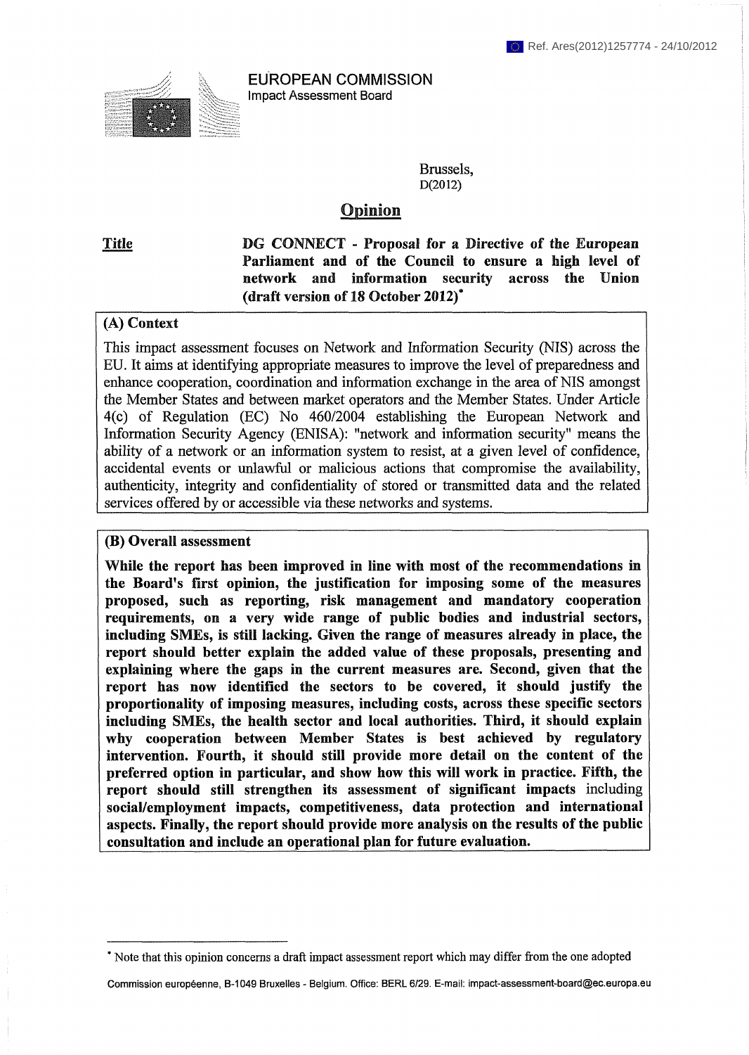Ref. Ares(2012)1257774 - 24/10/2012

EUROPEAN COMMISSION
Impact Assessment Board

Brussels,
D(2012)

# Opinion

**Title** **DG CONNECT - Proposal for a Directive of the European Parliament and of the Council to ensure a high level of network and information security across the Union (draft version of 18 October 2012)***

## (A) Context

This impact assessment focuses on Network and Information Security (NIS) across the EU. It aims at identifying appropriate measures to improve the level of preparedness and enhance cooperation, coordination and information exchange in the area of NIS amongst the Member States and between market operators and the Member States. Under Article 4(c) of Regulation (EC) No 460/2004 establishing the European Network and Information Security Agency (ENISA): "network and information security" means the ability of a network or an information system to resist, at a given level of confidence, accidental events or unlawful or malicious actions that compromise the availability, authenticity, integrity and confidentiality of stored or transmitted data and the related services offered by or accessible via these networks and systems.

## (B) Overall assessment

**While the report has been improved in line with most of the recommendations in the Board's first opinion, the justification for imposing some of the measures proposed, such as reporting, risk management and mandatory cooperation requirements, on a very wide range of public bodies and industrial sectors, including SMEs, is still lacking. Given the range of measures already in place, the report should better explain the added value of these proposals, presenting and explaining where the gaps in the current measures are. Second, given that the report has now identified the sectors to be covered, it should justify the proportionality of imposing measures, including costs, across these specific sectors including SMEs, the health sector and local authorities. Third, it should explain why cooperation between Member States is best achieved by regulatory intervention. Fourth, it should still provide more detail on the content of the preferred option in particular, and show how this will work in practice. Fifth, the report should still strengthen its assessment of significant impacts including social/employment impacts, competitiveness, data protection and international aspects. Finally, the report should provide more analysis on the results of the public consultation and include an operational plan for future evaluation.**

---

* Note that this opinion concerns a draft impact assessment report which may differ from the one adopted

Commission européenne, B-1049 Bruxelles - Belgium. Office: BERL 6/29. E-mail: impact-assessment-board@ec.europa.eu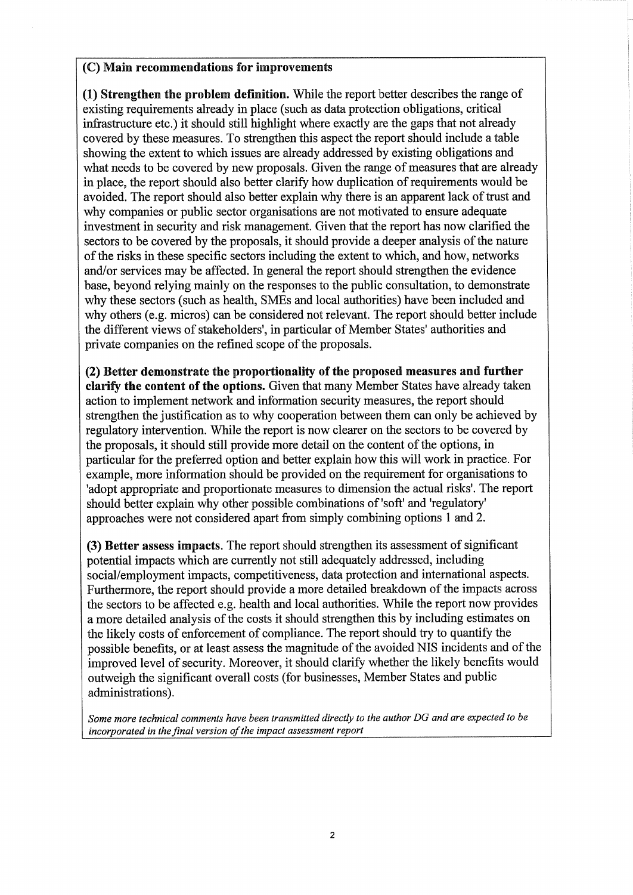### (C) Main recommendations for improvements

**(1) Strengthen the problem definition.** While the report better describes the range of existing requirements already in place (such as data protection obligations, critical infrastructure etc.) it should still highlight where exactly are the gaps that not already covered by these measures. To strengthen this aspect the report should include a table showing the extent to which issues are already addressed by existing obligations and what needs to be covered by new proposals. Given the range of measures that are already in place, the report should also better clarify how duplication of requirements would be avoided. The report should also better explain why there is an apparent lack of trust and why companies or public sector organisations are not motivated to ensure adequate investment in security and risk management. Given that the report has now clarified the sectors to be covered by the proposals, it should provide a deeper analysis of the nature of the risks in these specific sectors including the extent to which, and how, networks and/or services may be affected. In general the report should strengthen the evidence base, beyond relying mainly on the responses to the public consultation, to demonstrate why these sectors (such as health, SMEs and local authorities) have been included and why others (e.g. micros) can be considered not relevant. The report should better include the different views of stakeholders', in particular of Member States' authorities and private companies on the refined scope of the proposals.

**(2) Better demonstrate the proportionality of the proposed measures and further clarify the content of the options.** Given that many Member States have already taken action to implement network and information security measures, the report should strengthen the justification as to why cooperation between them can only be achieved by regulatory intervention. While the report is now clearer on the sectors to be covered by the proposals, it should still provide more detail on the content of the options, in particular for the preferred option and better explain how this will work in practice. For example, more information should be provided on the requirement for organisations to 'adopt appropriate and proportionate measures to dimension the actual risks'. The report should better explain why other possible combinations of 'soft' and 'regulatory' approaches were not considered apart from simply combining options 1 and 2.

**(3) Better assess impacts**. The report should strengthen its assessment of significant potential impacts which are currently not still adequately addressed, including social/employment impacts, competitiveness, data protection and international aspects. Furthermore, the report should provide a more detailed breakdown of the impacts across the sectors to be affected e.g. health and local authorities. While the report now provides a more detailed analysis of the costs it should strengthen this by including estimates on the likely costs of enforcement of compliance. The report should try to quantify the possible benefits, or at least assess the magnitude of the avoided NIS incidents and of the improved level of security. Moreover, it should clarify whether the likely benefits would outweigh the significant overall costs (for businesses, Member States and public administrations).

*Some more technical comments have been transmitted directly to the author DG and are expected to be incorporated in the final version of the impact assessment report*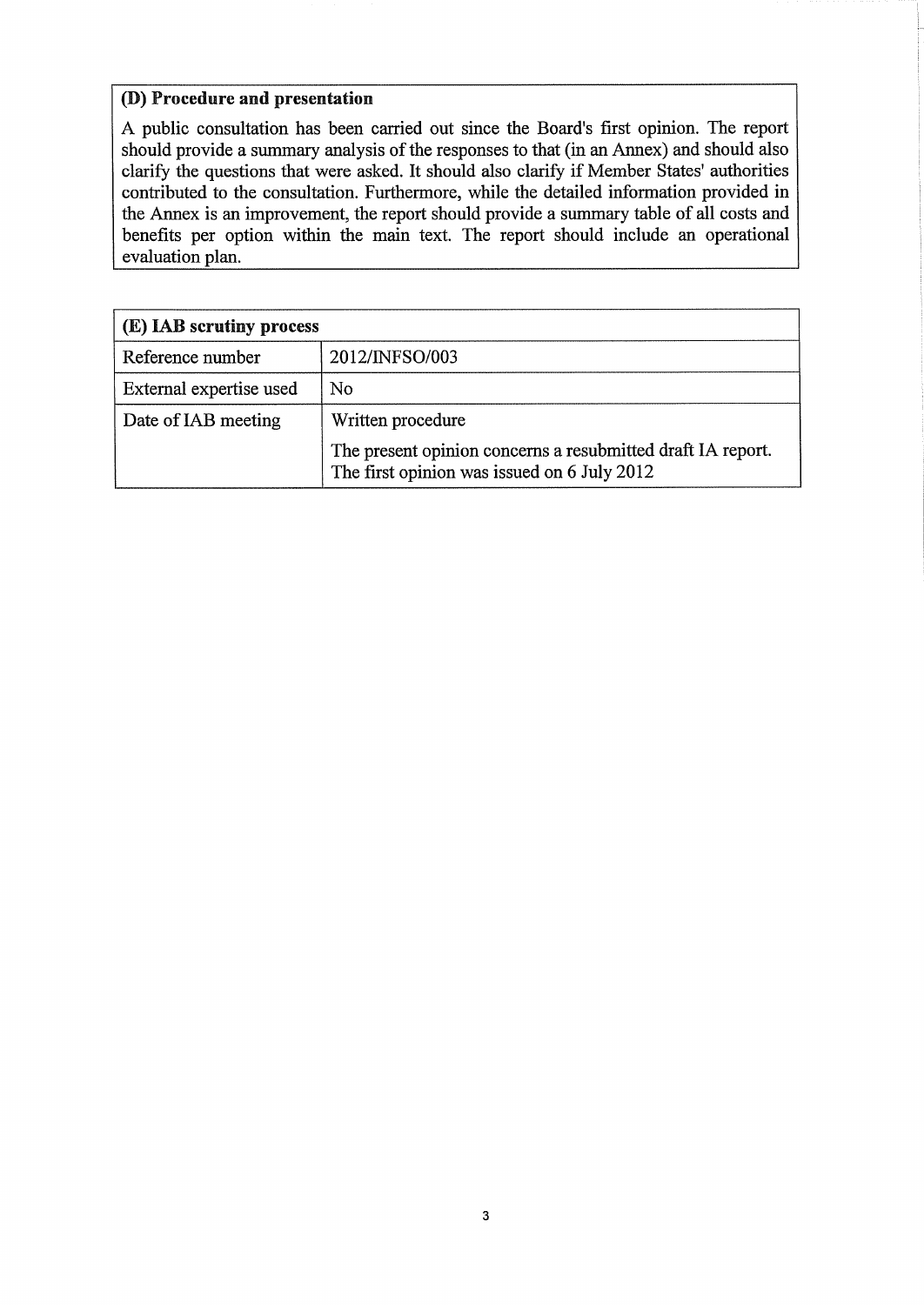### (D) Procedure and presentation

A public consultation has been carried out since the Board's first opinion. The report should provide a summary analysis of the responses to that (in an Annex) and should also clarify the questions that were asked. It should also clarify if Member States' authorities contributed to the consultation. Furthermore, while the detailed information provided in the Annex is an improvement, the report should provide a summary table of all costs and benefits per option within the main text. The report should include an operational evaluation plan.

### (E) IAB scrutiny process

| | |
|---|---|
| Reference number | 2012/INFSO/003 |
| External expertise used | No |
| Date of IAB meeting | Written procedure<br><br>The present opinion concerns a resubmitted draft IA report. The first opinion was issued on 6 July 2012 |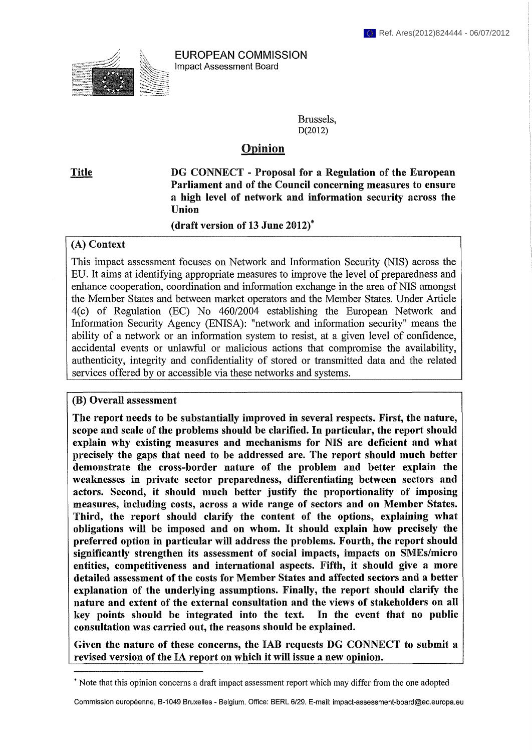Ref. Ares(2012)824444 - 06/07/2012

EUROPEAN COMMISSION
Impact Assessment Board

Brussels,
D(2012)

# Opinion

**Title** **DG CONNECT - Proposal for a Regulation of the European Parliament and of the Council concerning measures to ensure a high level of network and information security across the Union**

**(draft version of 13 June 2012)***

## (A) Context

This impact assessment focuses on Network and Information Security (NIS) across the EU. It aims at identifying appropriate measures to improve the level of preparedness and enhance cooperation, coordination and information exchange in the area of NIS amongst the Member States and between market operators and the Member States. Under Article 4(c) of Regulation (EC) No 460/2004 establishing the European Network and Information Security Agency (ENISA): "network and information security" means the ability of a network or an information system to resist, at a given level of confidence, accidental events or unlawful or malicious actions that compromise the availability, authenticity, integrity and confidentiality of stored or transmitted data and the related services offered by or accessible via these networks and systems.

## (B) Overall assessment

**The report needs to be substantially improved in several respects. First, the nature, scope and scale of the problems should be clarified. In particular, the report should explain why existing measures and mechanisms for NIS are deficient and what precisely the gaps that need to be addressed are. The report should much better demonstrate the cross-border nature of the problem and better explain the weaknesses in private sector preparedness, differentiating between sectors and actors. Second, it should much better justify the proportionality of imposing measures, including costs, across a wide range of sectors and on Member States. Third, the report should clarify the content of the options, explaining what obligations will be imposed and on whom. It should explain how precisely the preferred option in particular will address the problems. Fourth, the report should significantly strengthen its assessment of social impacts, impacts on SMEs/micro entities, competitiveness and international aspects. Fifth, it should give a more detailed assessment of the costs for Member States and affected sectors and a better explanation of the underlying assumptions. Finally, the report should clarify the nature and extent of the external consultation and the views of stakeholders on all key points should be integrated into the text. In the event that no public consultation was carried out, the reasons should be explained.**

**Given the nature of these concerns, the IAB requests DG CONNECT to submit a revised version of the IA report on which it will issue a new opinion.**

* Note that this opinion concerns a draft impact assessment report which may differ from the one adopted

Commission européenne, B-1049 Bruxelles - Belgium. Office: BERL 6/29. E-mail: impact-assessment-board@ec.europa.eu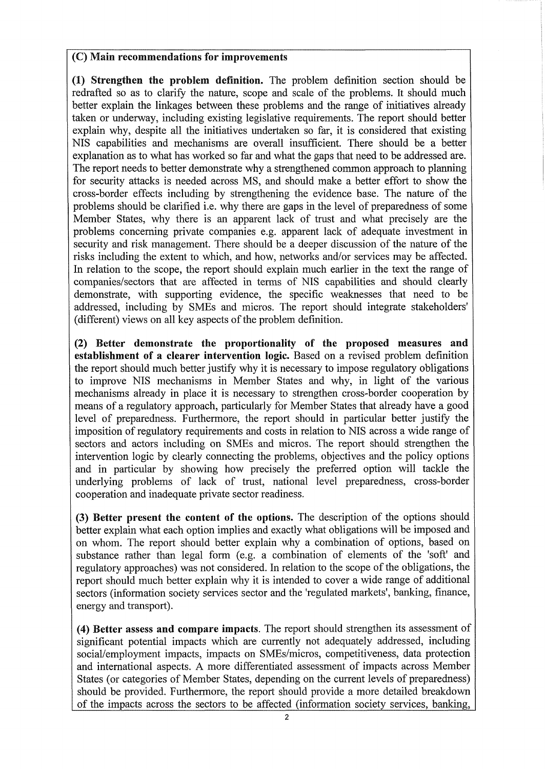## (C) Main recommendations for improvements

**(1) Strengthen the problem definition.** The problem definition section should be redrafted so as to clarify the nature, scope and scale of the problems. It should much better explain the linkages between these problems and the range of initiatives already taken or underway, including existing legislative requirements. The report should better explain why, despite all the initiatives undertaken so far, it is considered that existing NIS capabilities and mechanisms are overall insufficient. There should be a better explanation as to what has worked so far and what the gaps that need to be addressed are. The report needs to better demonstrate why a strengthened common approach to planning for security attacks is needed across MS, and should make a better effort to show the cross-border effects including by strengthening the evidence base. The nature of the problems should be clarified i.e. why there are gaps in the level of preparedness of some Member States, why there is an apparent lack of trust and what precisely are the problems concerning private companies e.g. apparent lack of adequate investment in security and risk management. There should be a deeper discussion of the nature of the risks including the extent to which, and how, networks and/or services may be affected. In relation to the scope, the report should explain much earlier in the text the range of companies/sectors that are affected in terms of NIS capabilities and should clearly demonstrate, with supporting evidence, the specific weaknesses that need to be addressed, including by SMEs and micros. The report should integrate stakeholders' (different) views on all key aspects of the problem definition.

**(2) Better demonstrate the proportionality of the proposed measures and establishment of a clearer intervention logic.** Based on a revised problem definition the report should much better justify why it is necessary to impose regulatory obligations to improve NIS mechanisms in Member States and why, in light of the various mechanisms already in place it is necessary to strengthen cross-border cooperation by means of a regulatory approach, particularly for Member States that already have a good level of preparedness. Furthermore, the report should in particular better justify the imposition of regulatory requirements and costs in relation to NIS across a wide range of sectors and actors including on SMEs and micros. The report should strengthen the intervention logic by clearly connecting the problems, objectives and the policy options and in particular by showing how precisely the preferred option will tackle the underlying problems of lack of trust, national level preparedness, cross-border cooperation and inadequate private sector readiness.

**(3) Better present the content of the options.** The description of the options should better explain what each option implies and exactly what obligations will be imposed and on whom. The report should better explain why a combination of options, based on substance rather than legal form (e.g. a combination of elements of the 'soft' and regulatory approaches) was not considered. In relation to the scope of the obligations, the report should much better explain why it is intended to cover a wide range of additional sectors (information society services sector and the 'regulated markets', banking, finance, energy and transport).

**(4) Better assess and compare impacts**. The report should strengthen its assessment of significant potential impacts which are currently not adequately addressed, including social/employment impacts, impacts on SMEs/micros, competitiveness, data protection and international aspects. A more differentiated assessment of impacts across Member States (or categories of Member States, depending on the current levels of preparedness) should be provided. Furthermore, the report should provide a more detailed breakdown of the impacts across the sectors to be affected (information society services, banking,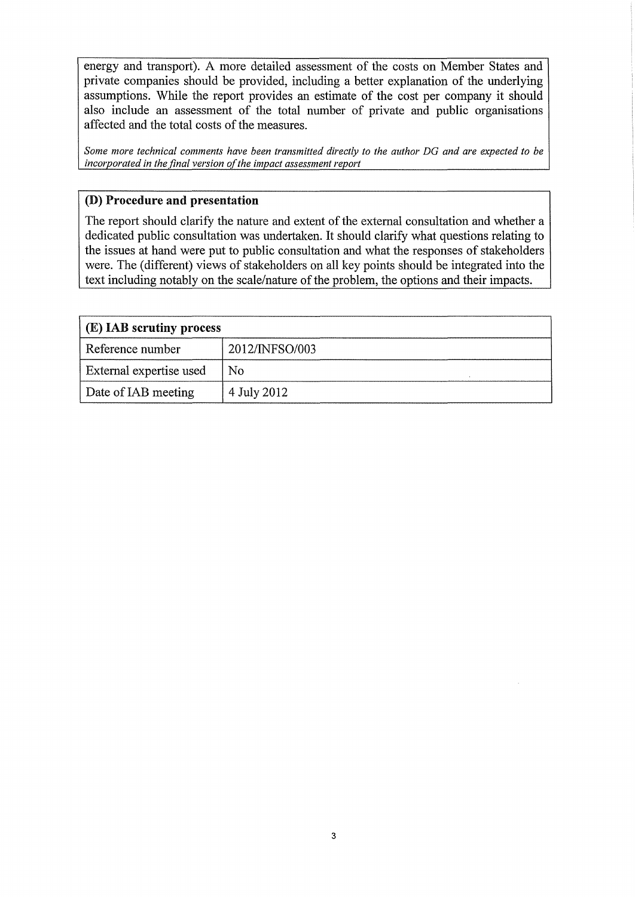energy and transport). A more detailed assessment of the costs on Member States and private companies should be provided, including a better explanation of the underlying assumptions. While the report provides an estimate of the cost per company it should also include an assessment of the total number of private and public organisations affected and the total costs of the measures.

*Some more technical comments have been transmitted directly to the author DG and are expected to be incorporated in the final version of the impact assessment report*

## (D) Procedure and presentation

The report should clarify the nature and extent of the external consultation and whether a dedicated public consultation was undertaken. It should clarify what questions relating to the issues at hand were put to public consultation and what the responses of stakeholders were. The (different) views of stakeholders on all key points should be integrated into the text including notably on the scale/nature of the problem, the options and their impacts.

| (E) IAB scrutiny process | |
|---|---|
| Reference number | 2012/INFSO/003 |
| External expertise used | No |
| Date of IAB meeting | 4 July 2012 |